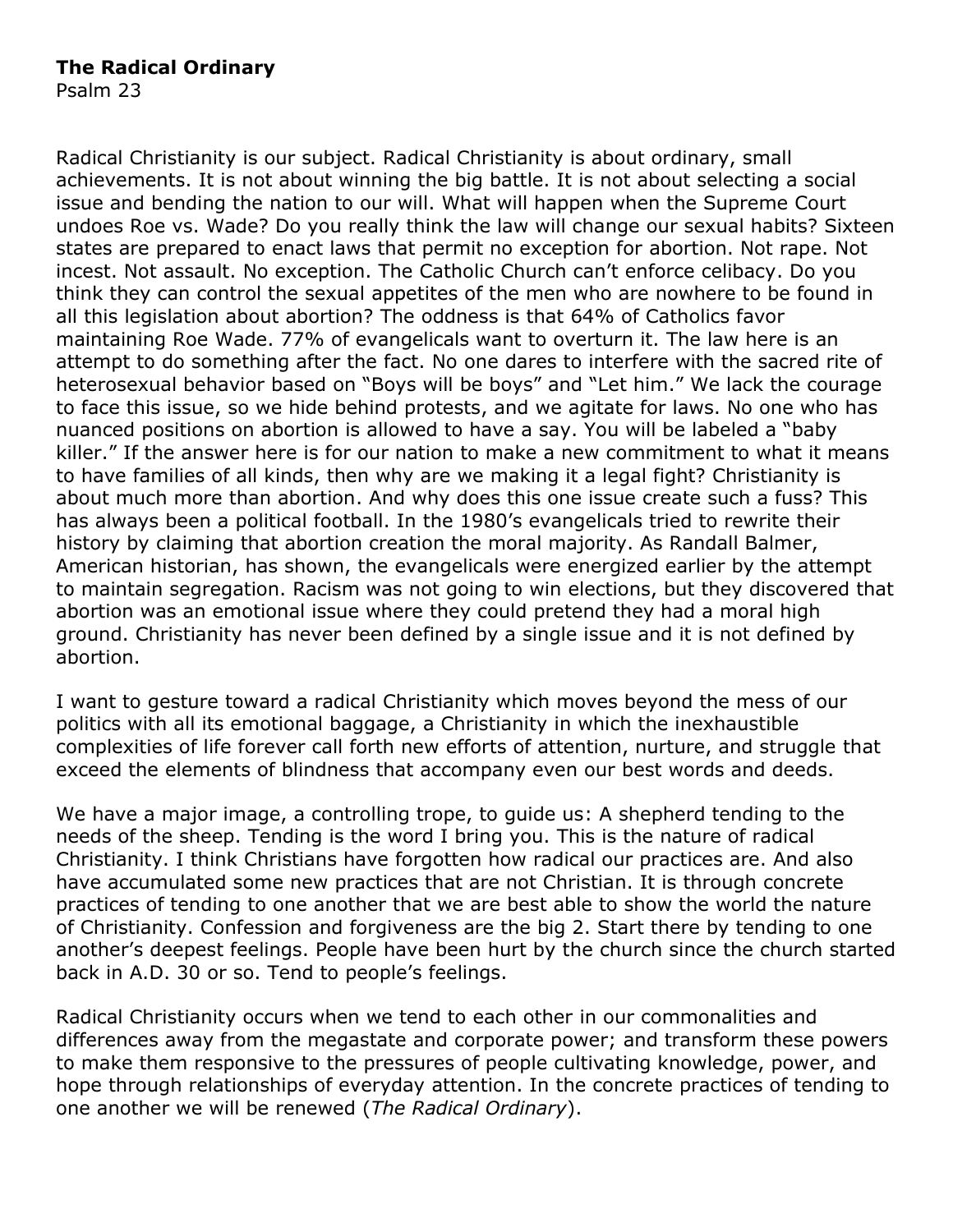**The Radical Ordinary**
Psalm 23

Radical Christianity is our subject. Radical Christianity is about ordinary, small achievements. It is not about winning the big battle. It is not about selecting a social issue and bending the nation to our will. What will happen when the Supreme Court undoes Roe vs. Wade? Do you really think the law will change our sexual habits? Sixteen states are prepared to enact laws that permit no exception for abortion. Not rape. Not incest. Not assault. No exception. The Catholic Church can't enforce celibacy. Do you think they can control the sexual appetites of the men who are nowhere to be found in all this legislation about abortion? The oddness is that 64% of Catholics favor maintaining Roe Wade. 77% of evangelicals want to overturn it. The law here is an attempt to do something after the fact. No one dares to interfere with the sacred rite of heterosexual behavior based on "Boys will be boys" and "Let him." We lack the courage to face this issue, so we hide behind protests, and we agitate for laws. No one who has nuanced positions on abortion is allowed to have a say. You will be labeled a "baby killer." If the answer here is for our nation to make a new commitment to what it means to have families of all kinds, then why are we making it a legal fight? Christianity is about much more than abortion. And why does this one issue create such a fuss? This has always been a political football. In the 1980's evangelicals tried to rewrite their history by claiming that abortion creation the moral majority. As Randall Balmer, American historian, has shown, the evangelicals were energized earlier by the attempt to maintain segregation. Racism was not going to win elections, but they discovered that abortion was an emotional issue where they could pretend they had a moral high ground. Christianity has never been defined by a single issue and it is not defined by abortion.

I want to gesture toward a radical Christianity which moves beyond the mess of our politics with all its emotional baggage, a Christianity in which the inexhaustible complexities of life forever call forth new efforts of attention, nurture, and struggle that exceed the elements of blindness that accompany even our best words and deeds.

We have a major image, a controlling trope, to guide us: A shepherd tending to the needs of the sheep. Tending is the word I bring you. This is the nature of radical Christianity. I think Christians have forgotten how radical our practices are. And also have accumulated some new practices that are not Christian. It is through concrete practices of tending to one another that we are best able to show the world the nature of Christianity. Confession and forgiveness are the big 2. Start there by tending to one another's deepest feelings. People have been hurt by the church since the church started back in A.D. 30 or so. Tend to people's feelings.

Radical Christianity occurs when we tend to each other in our commonalities and differences away from the megastate and corporate power; and transform these powers to make them responsive to the pressures of people cultivating knowledge, power, and hope through relationships of everyday attention. In the concrete practices of tending to one another we will be renewed (*The Radical Ordinary*).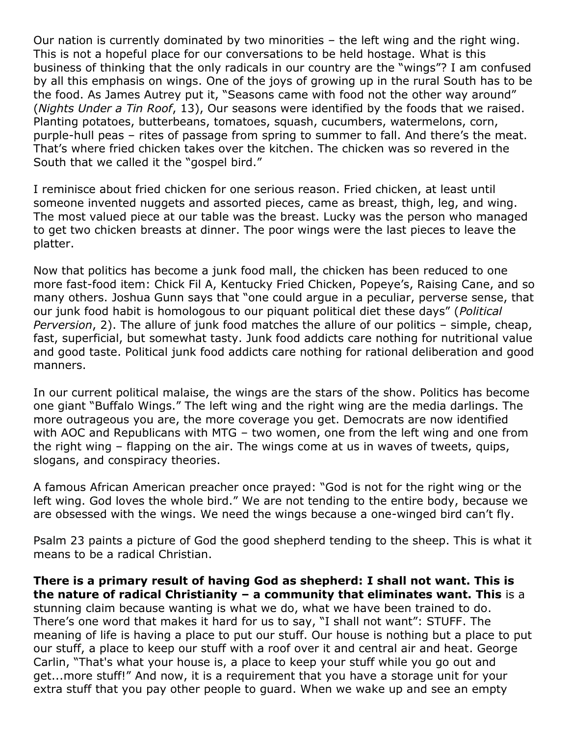Our nation is currently dominated by two minorities – the left wing and the right wing. This is not a hopeful place for our conversations to be held hostage. What is this business of thinking that the only radicals in our country are the "wings"? I am confused by all this emphasis on wings. One of the joys of growing up in the rural South has to be the food. As James Autrey put it, "Seasons came with food not the other way around" (*Nights Under a Tin Roof*, 13), Our seasons were identified by the foods that we raised. Planting potatoes, butterbeans, tomatoes, squash, cucumbers, watermelons, corn, purple-hull peas – rites of passage from spring to summer to fall. And there's the meat. That's where fried chicken takes over the kitchen. The chicken was so revered in the South that we called it the "gospel bird."

I reminisce about fried chicken for one serious reason. Fried chicken, at least until someone invented nuggets and assorted pieces, came as breast, thigh, leg, and wing. The most valued piece at our table was the breast. Lucky was the person who managed to get two chicken breasts at dinner. The poor wings were the last pieces to leave the platter.

Now that politics has become a junk food mall, the chicken has been reduced to one more fast-food item: Chick Fil A, Kentucky Fried Chicken, Popeye's, Raising Cane, and so many others. Joshua Gunn says that "one could argue in a peculiar, perverse sense, that our junk food habit is homologous to our piquant political diet these days" (*Political Perversion*, 2). The allure of junk food matches the allure of our politics – simple, cheap, fast, superficial, but somewhat tasty. Junk food addicts care nothing for nutritional value and good taste. Political junk food addicts care nothing for rational deliberation and good manners.

In our current political malaise, the wings are the stars of the show. Politics has become one giant "Buffalo Wings." The left wing and the right wing are the media darlings. The more outrageous you are, the more coverage you get. Democrats are now identified with AOC and Republicans with MTG – two women, one from the left wing and one from the right wing – flapping on the air. The wings come at us in waves of tweets, quips, slogans, and conspiracy theories.

A famous African American preacher once prayed: "God is not for the right wing or the left wing. God loves the whole bird." We are not tending to the entire body, because we are obsessed with the wings. We need the wings because a one-winged bird can't fly.

Psalm 23 paints a picture of God the good shepherd tending to the sheep. This is what it means to be a radical Christian.

**There is a primary result of having God as shepherd: I shall not want. This is the nature of radical Christianity – a community that eliminates want. This** is a stunning claim because wanting is what we do, what we have been trained to do. There's one word that makes it hard for us to say, "I shall not want": STUFF. The meaning of life is having a place to put our stuff. Our house is nothing but a place to put our stuff, a place to keep our stuff with a roof over it and central air and heat. George Carlin, "That's what your house is, a place to keep your stuff while you go out and get...more stuff!" And now, it is a requirement that you have a storage unit for your extra stuff that you pay other people to guard. When we wake up and see an empty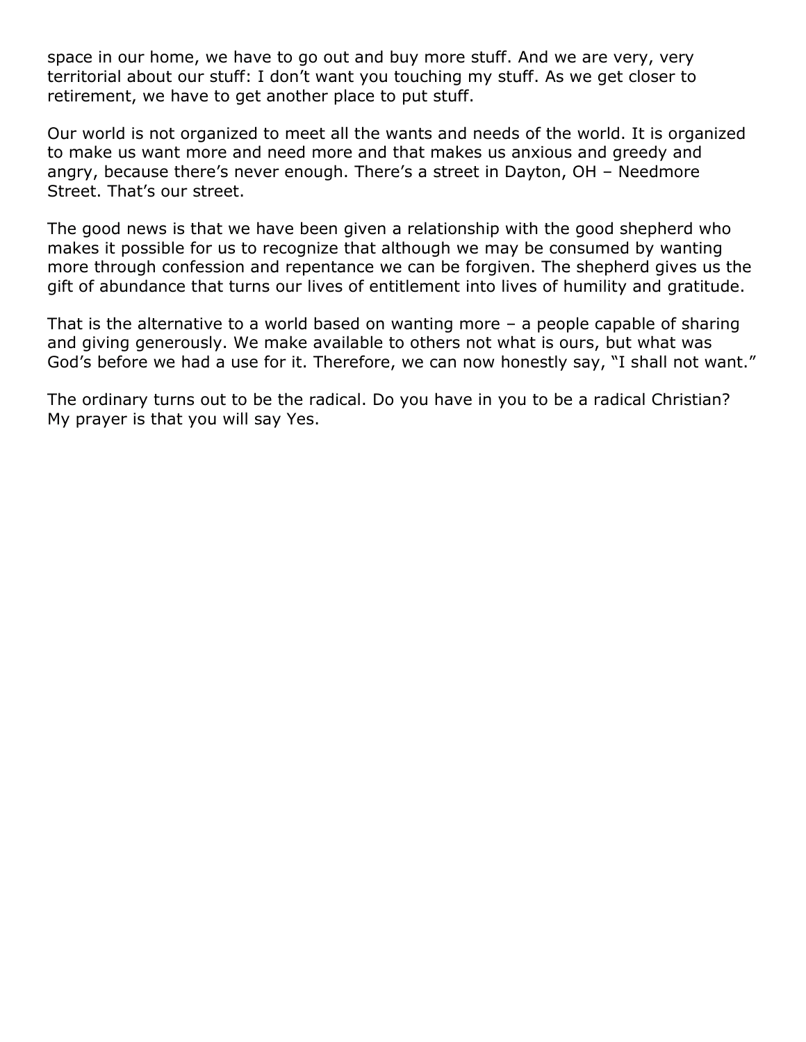space in our home, we have to go out and buy more stuff. And we are very, very territorial about our stuff: I don't want you touching my stuff. As we get closer to retirement, we have to get another place to put stuff.

Our world is not organized to meet all the wants and needs of the world. It is organized to make us want more and need more and that makes us anxious and greedy and angry, because there's never enough. There's a street in Dayton, OH – Needmore Street. That's our street.

The good news is that we have been given a relationship with the good shepherd who makes it possible for us to recognize that although we may be consumed by wanting more through confession and repentance we can be forgiven. The shepherd gives us the gift of abundance that turns our lives of entitlement into lives of humility and gratitude.

That is the alternative to a world based on wanting more – a people capable of sharing and giving generously. We make available to others not what is ours, but what was God's before we had a use for it. Therefore, we can now honestly say, "I shall not want."

The ordinary turns out to be the radical. Do you have in you to be a radical Christian? My prayer is that you will say Yes.